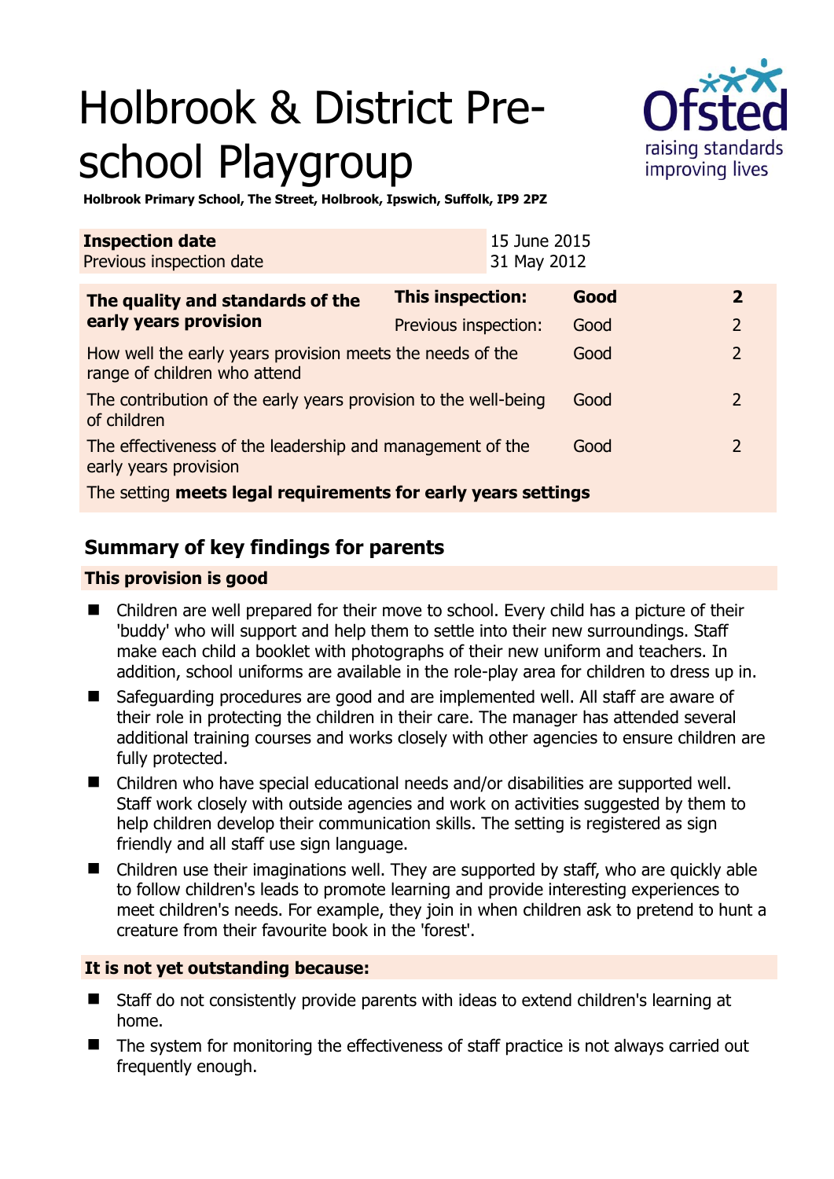# Holbrook & District Pre-school Playgroup

**Holbrook Primary School, The Street, Holbrook, Ipswich, Suffolk, IP9 2PZ**

| **Inspection date** | 15 June 2015 |
|---|---|
| Previous inspection date | 31 May 2012 |

| **The quality and standards of the early years provision** | **This inspection:** | **Good** | **2** |
|---|---|---|---|
| | Previous inspection: | Good | 2 |
| How well the early years provision meets the needs of the range of children who attend | | Good | 2 |
| The contribution of the early years provision to the well-being of children | | Good | 2 |
| The effectiveness of the leadership and management of the early years provision | | Good | 2 |
| The setting **meets legal requirements for early years settings** | | | |

## Summary of key findings for parents

### This provision is good

- Children are well prepared for their move to school. Every child has a picture of their 'buddy' who will support and help them to settle into their new surroundings. Staff make each child a booklet with photographs of their new uniform and teachers. In addition, school uniforms are available in the role-play area for children to dress up in.
- Safeguarding procedures are good and are implemented well. All staff are aware of their role in protecting the children in their care. The manager has attended several additional training courses and works closely with other agencies to ensure children are fully protected.
- Children who have special educational needs and/or disabilities are supported well. Staff work closely with outside agencies and work on activities suggested by them to help children develop their communication skills. The setting is registered as sign friendly and all staff use sign language.
- Children use their imaginations well. They are supported by staff, who are quickly able to follow children's leads to promote learning and provide interesting experiences to meet children's needs. For example, they join in when children ask to pretend to hunt a creature from their favourite book in the 'forest'.

### It is not yet outstanding because:

- Staff do not consistently provide parents with ideas to extend children's learning at home.
- The system for monitoring the effectiveness of staff practice is not always carried out frequently enough.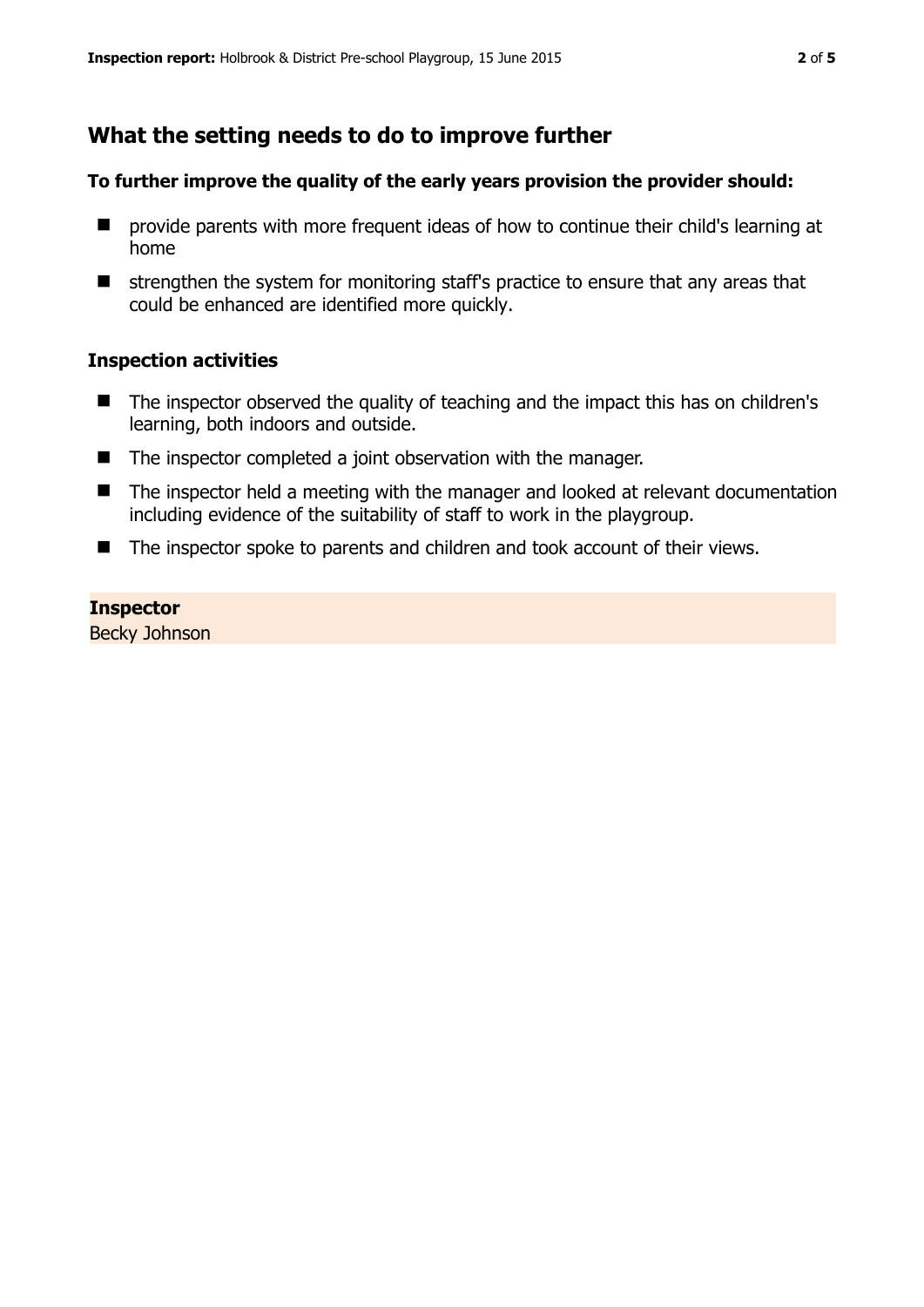## What the setting needs to do to improve further

**To further improve the quality of the early years provision the provider should:**

- provide parents with more frequent ideas of how to continue their child's learning at home
- strengthen the system for monitoring staff's practice to ensure that any areas that could be enhanced are identified more quickly.

### Inspection activities

- The inspector observed the quality of teaching and the impact this has on children's learning, both indoors and outside.
- The inspector completed a joint observation with the manager.
- The inspector held a meeting with the manager and looked at relevant documentation including evidence of the suitability of staff to work in the playgroup.
- The inspector spoke to parents and children and took account of their views.

**Inspector**
Becky Johnson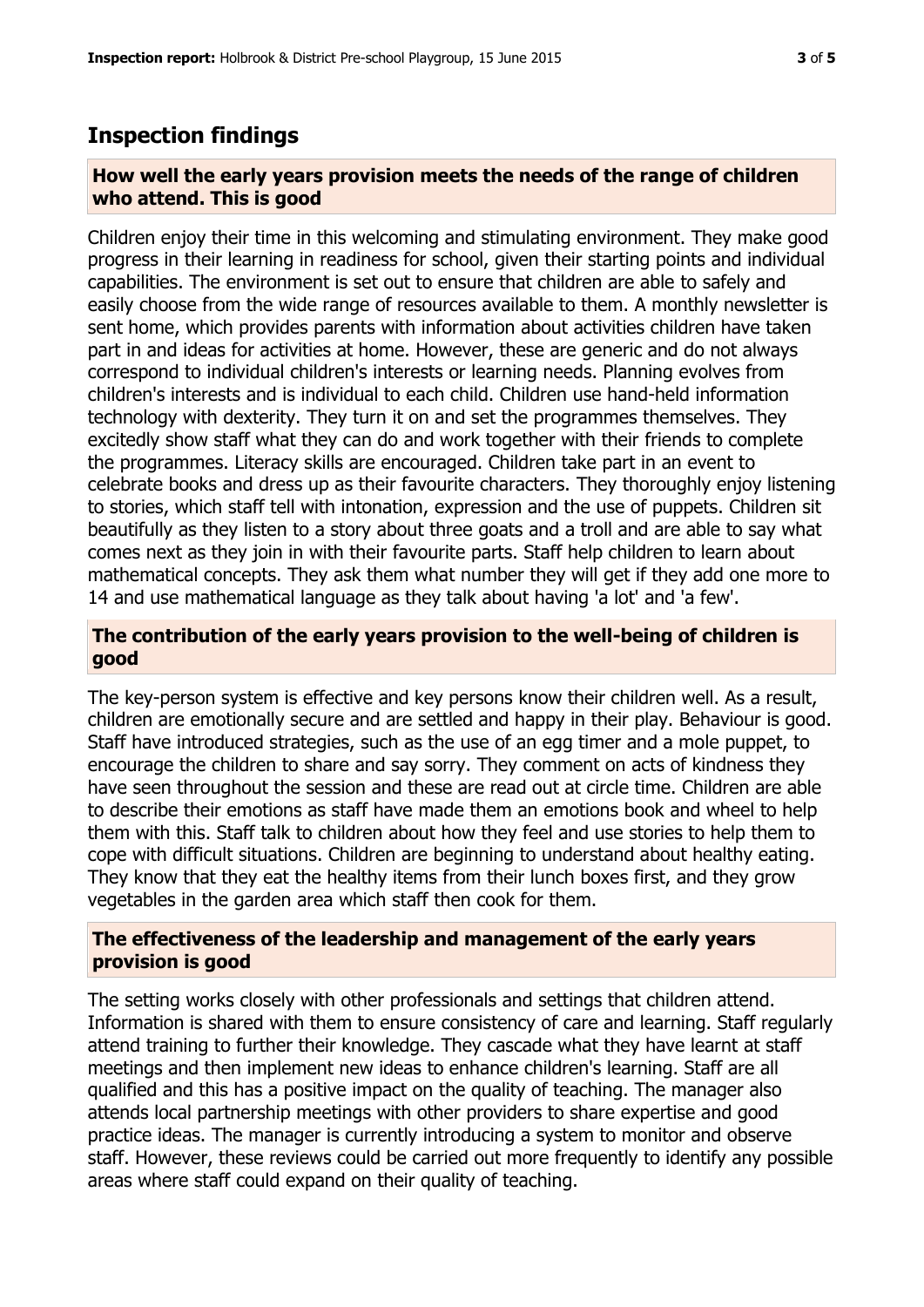## Inspection findings

### How well the early years provision meets the needs of the range of children who attend. This is good

Children enjoy their time in this welcoming and stimulating environment. They make good progress in their learning in readiness for school, given their starting points and individual capabilities. The environment is set out to ensure that children are able to safely and easily choose from the wide range of resources available to them. A monthly newsletter is sent home, which provides parents with information about activities children have taken part in and ideas for activities at home. However, these are generic and do not always correspond to individual children's interests or learning needs. Planning evolves from children's interests and is individual to each child. Children use hand-held information technology with dexterity. They turn it on and set the programmes themselves. They excitedly show staff what they can do and work together with their friends to complete the programmes. Literacy skills are encouraged. Children take part in an event to celebrate books and dress up as their favourite characters. They thoroughly enjoy listening to stories, which staff tell with intonation, expression and the use of puppets. Children sit beautifully as they listen to a story about three goats and a troll and are able to say what comes next as they join in with their favourite parts. Staff help children to learn about mathematical concepts. They ask them what number they will get if they add one more to 14 and use mathematical language as they talk about having 'a lot' and 'a few'.

### The contribution of the early years provision to the well-being of children is good

The key-person system is effective and key persons know their children well. As a result, children are emotionally secure and are settled and happy in their play. Behaviour is good. Staff have introduced strategies, such as the use of an egg timer and a mole puppet, to encourage the children to share and say sorry. They comment on acts of kindness they have seen throughout the session and these are read out at circle time. Children are able to describe their emotions as staff have made them an emotions book and wheel to help them with this. Staff talk to children about how they feel and use stories to help them to cope with difficult situations. Children are beginning to understand about healthy eating. They know that they eat the healthy items from their lunch boxes first, and they grow vegetables in the garden area which staff then cook for them.

### The effectiveness of the leadership and management of the early years provision is good

The setting works closely with other professionals and settings that children attend. Information is shared with them to ensure consistency of care and learning. Staff regularly attend training to further their knowledge. They cascade what they have learnt at staff meetings and then implement new ideas to enhance children's learning. Staff are all qualified and this has a positive impact on the quality of teaching. The manager also attends local partnership meetings with other providers to share expertise and good practice ideas. The manager is currently introducing a system to monitor and observe staff. However, these reviews could be carried out more frequently to identify any possible areas where staff could expand on their quality of teaching.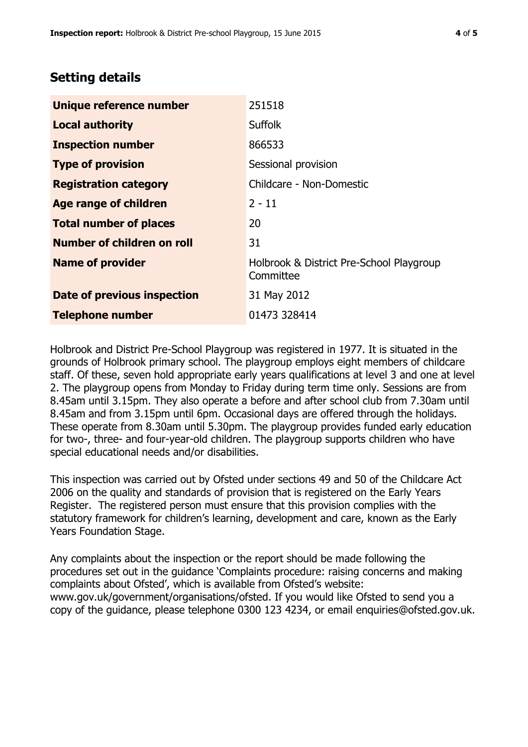## Setting details

| | |
|---|---|
| **Unique reference number** | 251518 |
| **Local authority** | Suffolk |
| **Inspection number** | 866533 |
| **Type of provision** | Sessional provision |
| **Registration category** | Childcare - Non-Domestic |
| **Age range of children** | 2 - 11 |
| **Total number of places** | 20 |
| **Number of children on roll** | 31 |
| **Name of provider** | Holbrook & District Pre-School Playgroup Committee |
| **Date of previous inspection** | 31 May 2012 |
| **Telephone number** | 01473 328414 |

Holbrook and District Pre-School Playgroup was registered in 1977. It is situated in the grounds of Holbrook primary school. The playgroup employs eight members of childcare staff. Of these, seven hold appropriate early years qualifications at level 3 and one at level 2. The playgroup opens from Monday to Friday during term time only. Sessions are from 8.45am until 3.15pm. They also operate a before and after school club from 7.30am until 8.45am and from 3.15pm until 6pm. Occasional days are offered through the holidays. These operate from 8.30am until 5.30pm. The playgroup provides funded early education for two-, three- and four-year-old children. The playgroup supports children who have special educational needs and/or disabilities.

This inspection was carried out by Ofsted under sections 49 and 50 of the Childcare Act 2006 on the quality and standards of provision that is registered on the Early Years Register. The registered person must ensure that this provision complies with the statutory framework for children's learning, development and care, known as the Early Years Foundation Stage.

Any complaints about the inspection or the report should be made following the procedures set out in the guidance 'Complaints procedure: raising concerns and making complaints about Ofsted', which is available from Ofsted's website: www.gov.uk/government/organisations/ofsted. If you would like Ofsted to send you a copy of the guidance, please telephone 0300 123 4234, or email enquiries@ofsted.gov.uk.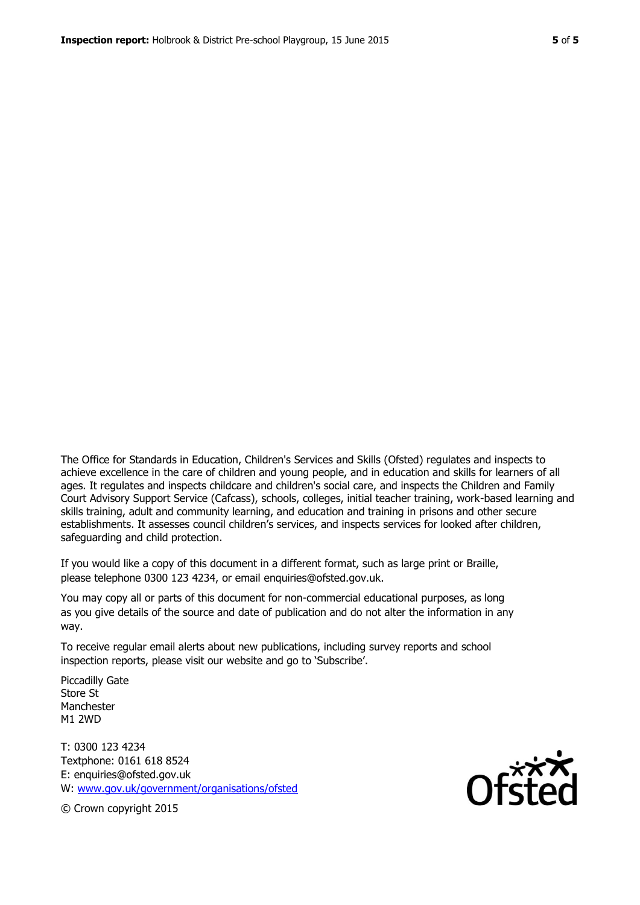The Office for Standards in Education, Children's Services and Skills (Ofsted) regulates and inspects to achieve excellence in the care of children and young people, and in education and skills for learners of all ages. It regulates and inspects childcare and children's social care, and inspects the Children and Family Court Advisory Support Service (Cafcass), schools, colleges, initial teacher training, work-based learning and skills training, adult and community learning, and education and training in prisons and other secure establishments. It assesses council children's services, and inspects services for looked after children, safeguarding and child protection.

If you would like a copy of this document in a different format, such as large print or Braille, please telephone 0300 123 4234, or email enquiries@ofsted.gov.uk.

You may copy all or parts of this document for non-commercial educational purposes, as long as you give details of the source and date of publication and do not alter the information in any way.

To receive regular email alerts about new publications, including survey reports and school inspection reports, please visit our website and go to 'Subscribe'.

Piccadilly Gate
Store St
Manchester
M1 2WD

T: 0300 123 4234
Textphone: 0161 618 8524
E: enquiries@ofsted.gov.uk
W: [www.gov.uk/government/organisations/ofsted](www.gov.uk/government/organisations/ofsted)

© Crown copyright 2015

Ofsted